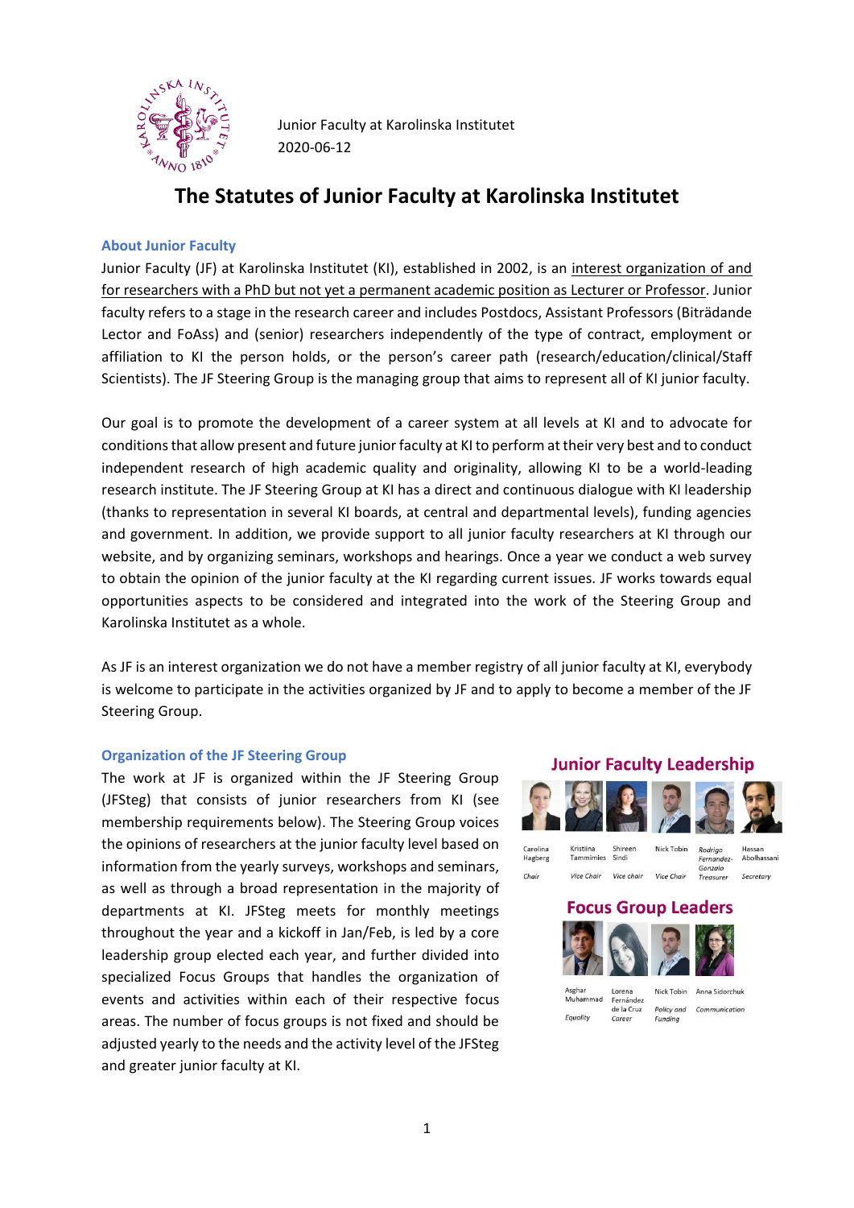Junior Faculty at Karolinska Institutet
2020-06-12

# The Statutes of Junior Faculty at Karolinska Institutet

## About Junior Faculty

Junior Faculty (JF) at Karolinska Institutet (KI), established in 2002, is an interest organization of and for researchers with a PhD but not yet a permanent academic position as Lecturer or Professor. Junior faculty refers to a stage in the research career and includes Postdocs, Assistant Professors (Biträdande Lector and FoAss) and (senior) researchers independently of the type of contract, employment or affiliation to KI the person holds, or the person's career path (research/education/clinical/Staff Scientists). The JF Steering Group is the managing group that aims to represent all of KI junior faculty.

Our goal is to promote the development of a career system at all levels at KI and to advocate for conditions that allow present and future junior faculty at KI to perform at their very best and to conduct independent research of high academic quality and originality, allowing KI to be a world-leading research institute. The JF Steering Group at KI has a direct and continuous dialogue with KI leadership (thanks to representation in several KI boards, at central and departmental levels), funding agencies and government. In addition, we provide support to all junior faculty researchers at KI through our website, and by organizing seminars, workshops and hearings. Once a year we conduct a web survey to obtain the opinion of the junior faculty at the KI regarding current issues. JF works towards equal opportunities aspects to be considered and integrated into the work of the Steering Group and Karolinska Institutet as a whole.

As JF is an interest organization we do not have a member registry of all junior faculty at KI, everybody is welcome to participate in the activities organized by JF and to apply to become a member of the JF Steering Group.

## Organization of the JF Steering Group

The work at JF is organized within the JF Steering Group (JFSteg) that consists of junior researchers from KI (see membership requirements below). The Steering Group voices the opinions of researchers at the junior faculty level based on information from the yearly surveys, workshops and seminars, as well as through a broad representation in the majority of departments at KI. JFSteg meets for monthly meetings throughout the year and a kickoff in Jan/Feb, is led by a core leadership group elected each year, and further divided into specialized Focus Groups that handles the organization of events and activities within each of their respective focus areas. The number of focus groups is not fixed and should be adjusted yearly to the needs and the activity level of the JFSteg and greater junior faculty at KI.

**Junior Faculty Leadership**

| Carolina Hagberg | Kristiina Tammimies | Shireen Sindi | Nick Tobin | Rodrigo Fernandez-Gonzalo | Hassan Abolhassani |
|---|---|---|---|---|---|
| *Chair* | *Vice Chair* | *Vice chair* | *Vice Chair* | *Treasurer* | *Secretary* |

**Focus Group Leaders**

| Asghar Muhammad | Lorena Fernández de la Cruz | Nick Tobin | Anna Sidorchuk |
|---|---|---|---|
| *Equality* | *Career* | *Policy and Funding* | *Communication* |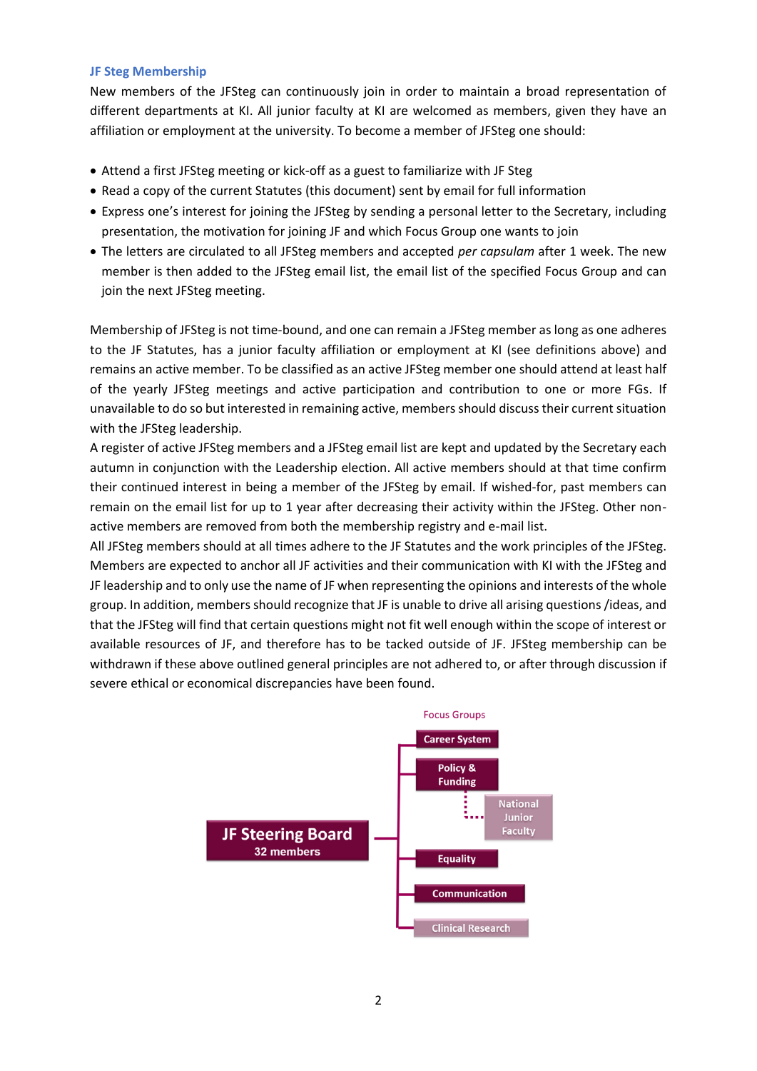### JF Steg Membership

New members of the JFSteg can continuously join in order to maintain a broad representation of different departments at KI. All junior faculty at KI are welcomed as members, given they have an affiliation or employment at the university. To become a member of JFSteg one should:

- Attend a first JFSteg meeting or kick-off as a guest to familiarize with JF Steg
- Read a copy of the current Statutes (this document) sent by email for full information
- Express one's interest for joining the JFSteg by sending a personal letter to the Secretary, including presentation, the motivation for joining JF and which Focus Group one wants to join
- The letters are circulated to all JFSteg members and accepted *per capsulam* after 1 week. The new member is then added to the JFSteg email list, the email list of the specified Focus Group and can join the next JFSteg meeting.

Membership of JFSteg is not time-bound, and one can remain a JFSteg member as long as one adheres to the JF Statutes, has a junior faculty affiliation or employment at KI (see definitions above) and remains an active member. To be classified as an active JFSteg member one should attend at least half of the yearly JFSteg meetings and active participation and contribution to one or more FGs. If unavailable to do so but interested in remaining active, members should discuss their current situation with the JFSteg leadership.

A register of active JFSteg members and a JFSteg email list are kept and updated by the Secretary each autumn in conjunction with the Leadership election. All active members should at that time confirm their continued interest in being a member of the JFSteg by email. If wished-for, past members can remain on the email list for up to 1 year after decreasing their activity within the JFSteg. Other non-active members are removed from both the membership registry and e-mail list.

All JFSteg members should at all times adhere to the JF Statutes and the work principles of the JFSteg. Members are expected to anchor all JF activities and their communication with KI with the JFSteg and JF leadership and to only use the name of JF when representing the opinions and interests of the whole group. In addition, members should recognize that JF is unable to drive all arising questions /ideas, and that the JFSteg will find that certain questions might not fit well enough within the scope of interest or available resources of JF, and therefore has to be tacked outside of JF. JFSteg membership can be withdrawn if these above outlined general principles are not adhered to, or after through discussion if severe ethical or economical discrepancies have been found.

JF Steering Board
32 members

Focus Groups
- Career System
- Policy & Funding
  - National Junior Faculty
- Equality
- Communication
- Clinical Research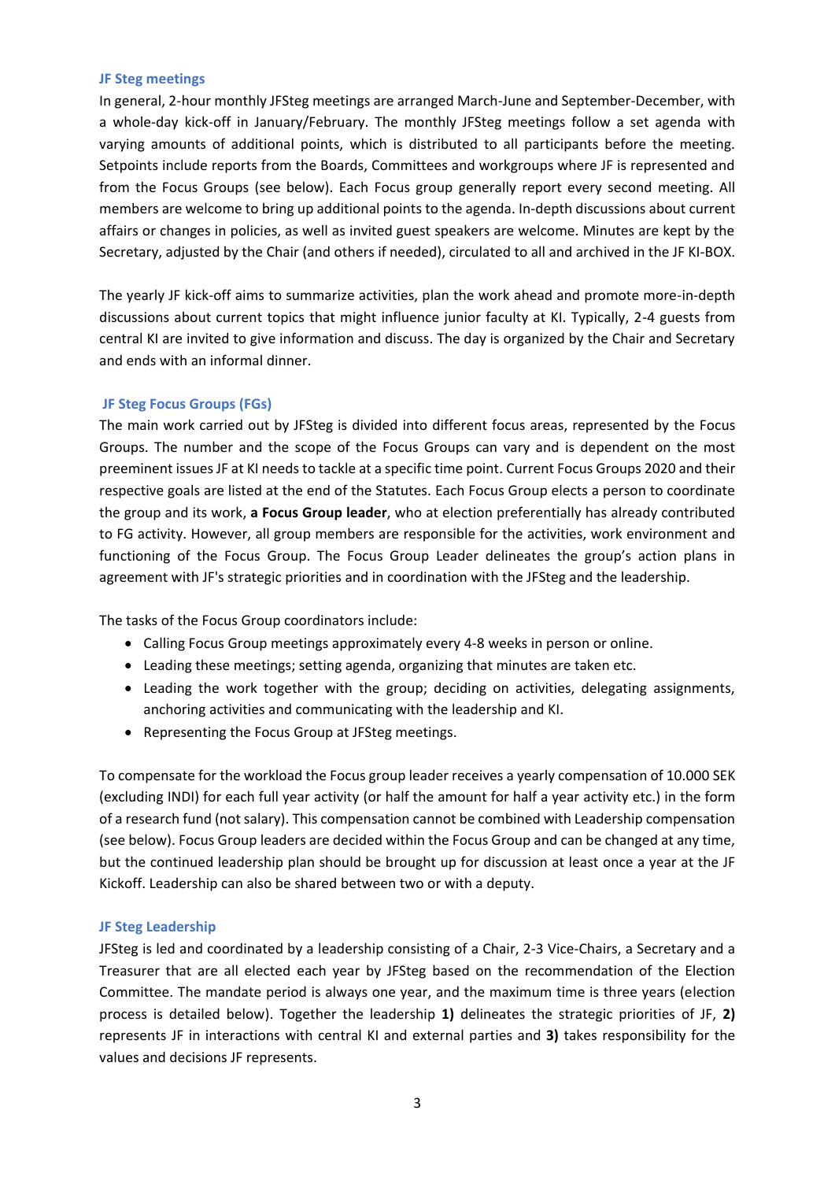### JF Steg meetings

In general, 2-hour monthly JFSteg meetings are arranged March-June and September-December, with a whole-day kick-off in January/February. The monthly JFSteg meetings follow a set agenda with varying amounts of additional points, which is distributed to all participants before the meeting. Setpoints include reports from the Boards, Committees and workgroups where JF is represented and from the Focus Groups (see below). Each Focus group generally report every second meeting. All members are welcome to bring up additional points to the agenda. In-depth discussions about current affairs or changes in policies, as well as invited guest speakers are welcome. Minutes are kept by the Secretary, adjusted by the Chair (and others if needed), circulated to all and archived in the JF KI-BOX.

The yearly JF kick-off aims to summarize activities, plan the work ahead and promote more-in-depth discussions about current topics that might influence junior faculty at KI. Typically, 2-4 guests from central KI are invited to give information and discuss. The day is organized by the Chair and Secretary and ends with an informal dinner.

### JF Steg Focus Groups (FGs)

The main work carried out by JFSteg is divided into different focus areas, represented by the Focus Groups. The number and the scope of the Focus Groups can vary and is dependent on the most preeminent issues JF at KI needs to tackle at a specific time point. Current Focus Groups 2020 and their respective goals are listed at the end of the Statutes. Each Focus Group elects a person to coordinate the group and its work, **a Focus Group leader**, who at election preferentially has already contributed to FG activity. However, all group members are responsible for the activities, work environment and functioning of the Focus Group. The Focus Group Leader delineates the group's action plans in agreement with JF's strategic priorities and in coordination with the JFSteg and the leadership.

The tasks of the Focus Group coordinators include:

- Calling Focus Group meetings approximately every 4-8 weeks in person or online.
- Leading these meetings; setting agenda, organizing that minutes are taken etc.
- Leading the work together with the group; deciding on activities, delegating assignments, anchoring activities and communicating with the leadership and KI.
- Representing the Focus Group at JFSteg meetings.

To compensate for the workload the Focus group leader receives a yearly compensation of 10.000 SEK (excluding INDI) for each full year activity (or half the amount for half a year activity etc.) in the form of a research fund (not salary). This compensation cannot be combined with Leadership compensation (see below). Focus Group leaders are decided within the Focus Group and can be changed at any time, but the continued leadership plan should be brought up for discussion at least once a year at the JF Kickoff. Leadership can also be shared between two or with a deputy.

### JF Steg Leadership

JFSteg is led and coordinated by a leadership consisting of a Chair, 2-3 Vice-Chairs, a Secretary and a Treasurer that are all elected each year by JFSteg based on the recommendation of the Election Committee. The mandate period is always one year, and the maximum time is three years (election process is detailed below). Together the leadership **1)** delineates the strategic priorities of JF, **2)** represents JF in interactions with central KI and external parties and **3)** takes responsibility for the values and decisions JF represents.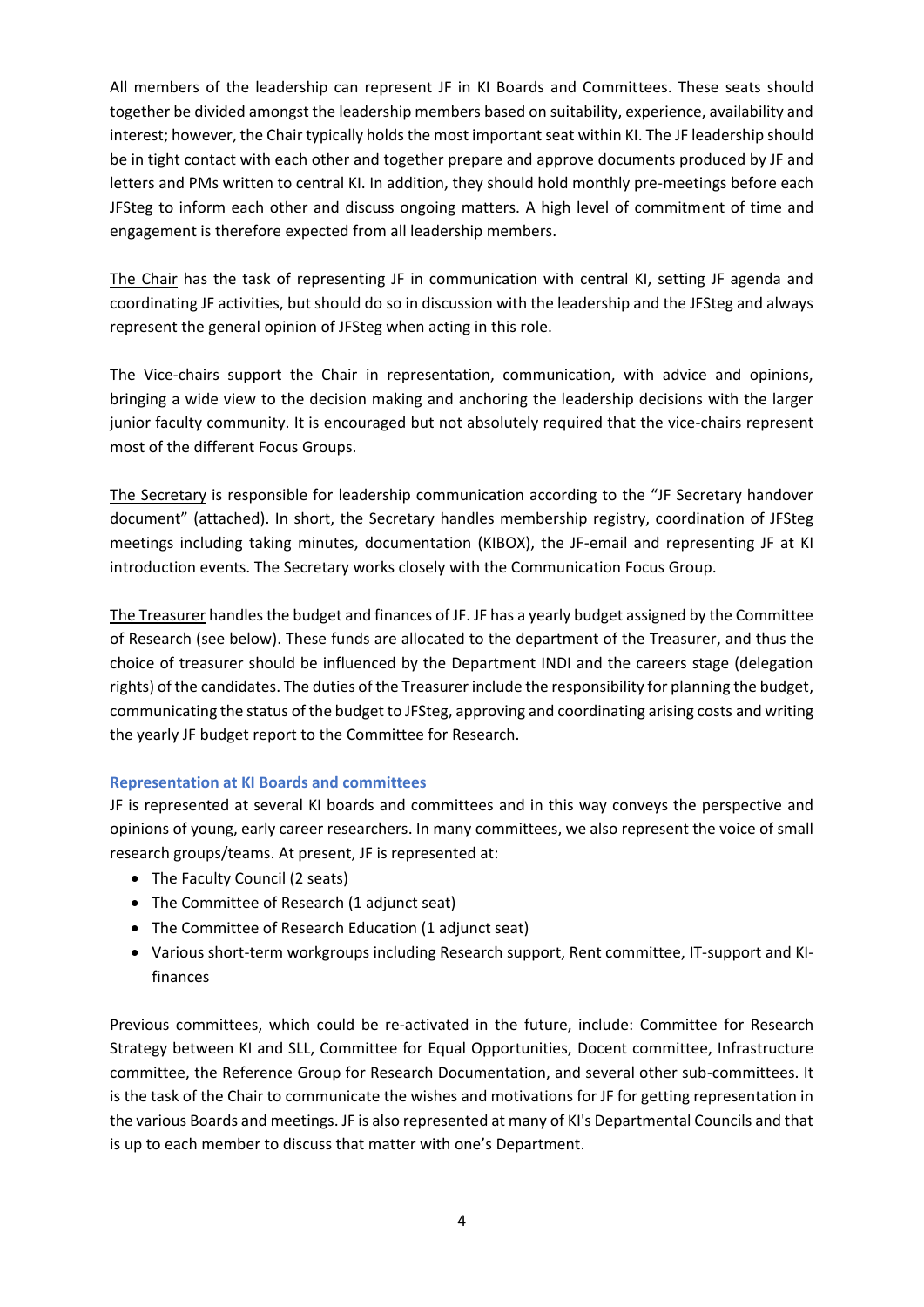All members of the leadership can represent JF in KI Boards and Committees. These seats should together be divided amongst the leadership members based on suitability, experience, availability and interest; however, the Chair typically holds the most important seat within KI. The JF leadership should be in tight contact with each other and together prepare and approve documents produced by JF and letters and PMs written to central KI. In addition, they should hold monthly pre-meetings before each JFSteg to inform each other and discuss ongoing matters. A high level of commitment of time and engagement is therefore expected from all leadership members.

<u>The Chair</u> has the task of representing JF in communication with central KI, setting JF agenda and coordinating JF activities, but should do so in discussion with the leadership and the JFSteg and always represent the general opinion of JFSteg when acting in this role.

<u>The Vice-chairs</u> support the Chair in representation, communication, with advice and opinions, bringing a wide view to the decision making and anchoring the leadership decisions with the larger junior faculty community. It is encouraged but not absolutely required that the vice-chairs represent most of the different Focus Groups.

<u>The Secretary</u> is responsible for leadership communication according to the "JF Secretary handover document" (attached). In short, the Secretary handles membership registry, coordination of JFSteg meetings including taking minutes, documentation (KIBOX), the JF-email and representing JF at KI introduction events. The Secretary works closely with the Communication Focus Group.

<u>The Treasurer</u> handles the budget and finances of JF. JF has a yearly budget assigned by the Committee of Research (see below). These funds are allocated to the department of the Treasurer, and thus the choice of treasurer should be influenced by the Department INDI and the careers stage (delegation rights) of the candidates. The duties of the Treasurer include the responsibility for planning the budget, communicating the status of the budget to JFSteg, approving and coordinating arising costs and writing the yearly JF budget report to the Committee for Research.

### Representation at KI Boards and committees

JF is represented at several KI boards and committees and in this way conveys the perspective and opinions of young, early career researchers. In many committees, we also represent the voice of small research groups/teams. At present, JF is represented at:

- The Faculty Council (2 seats)
- The Committee of Research (1 adjunct seat)
- The Committee of Research Education (1 adjunct seat)
- Various short-term workgroups including Research support, Rent committee, IT-support and KI-finances

<u>Previous committees, which could be re-activated in the future, include</u>: Committee for Research Strategy between KI and SLL, Committee for Equal Opportunities, Docent committee, Infrastructure committee, the Reference Group for Research Documentation, and several other sub-committees. It is the task of the Chair to communicate the wishes and motivations for JF for getting representation in the various Boards and meetings. JF is also represented at many of KI's Departmental Councils and that is up to each member to discuss that matter with one's Department.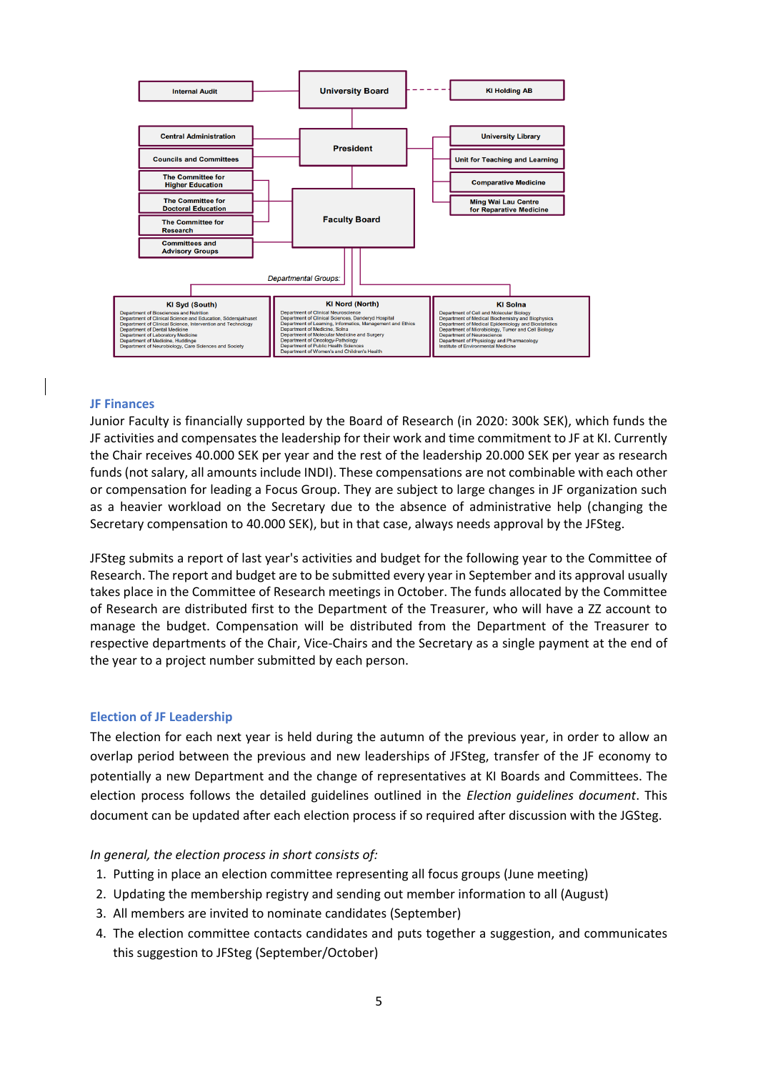Internal Audit — University Board — KI Holding AB

Central Administration

Councils and Committees

President

University Library

Unit for Teaching and Learning

Comparative Medicine

Ming Wai Lau Centre for Reparative Medicine

The Committee for Higher Education

The Committee for Doctoral Education

The Committee for Research

Committees and Advisory Groups

Faculty Board

*Departmental Groups:*

**KI Syd (South)**
- Department of Biosciences and Nutrition
- Department of Clinical Science and Education, Södersjukhuset
- Department of Clinical Science, Intervention and Technology
- Department of Dental Medicine
- Department of Laboratory Medicine
- Department of Medicine, Huddinge
- Department of Neurobiology, Care Sciences and Society

**KI Nord (North)**
- Department of Clinical Neuroscience
- Department of Clinical Sciences, Danderyd Hospital
- Department of Learning, Informatics, Management and Ethics
- Department of Medicine, Solna
- Department of Molecular Medicine and Surgery
- Department of Oncology-Pathology
- Department of Public Health Sciences
- Department of Women's and Children's Health

**KI Solna**
- Department of Cell and Molecular Biology
- Department of Medical Biochemistry and Biophysics
- Department of Medical Epidemiology and Biostatistics
- Department of Microbiology, Tumor and Cell Biology
- Department of Neuroscience
- Department of Physiology and Pharmacology
- Institute of Environmental Medicine

## JF Finances

Junior Faculty is financially supported by the Board of Research (in 2020: 300k SEK), which funds the JF activities and compensates the leadership for their work and time commitment to JF at KI. Currently the Chair receives 40.000 SEK per year and the rest of the leadership 20.000 SEK per year as research funds (not salary, all amounts include INDI). These compensations are not combinable with each other or compensation for leading a Focus Group. They are subject to large changes in JF organization such as a heavier workload on the Secretary due to the absence of administrative help (changing the Secretary compensation to 40.000 SEK), but in that case, always needs approval by the JFSteg.

JFSteg submits a report of last year's activities and budget for the following year to the Committee of Research. The report and budget are to be submitted every year in September and its approval usually takes place in the Committee of Research meetings in October. The funds allocated by the Committee of Research are distributed first to the Department of the Treasurer, who will have a ZZ account to manage the budget. Compensation will be distributed from the Department of the Treasurer to respective departments of the Chair, Vice-Chairs and the Secretary as a single payment at the end of the year to a project number submitted by each person.

## Election of JF Leadership

The election for each next year is held during the autumn of the previous year, in order to allow an overlap period between the previous and new leaderships of JFSteg, transfer of the JF economy to potentially a new Department and the change of representatives at KI Boards and Committees. The election process follows the detailed guidelines outlined in the *Election guidelines document*. This document can be updated after each election process if so required after discussion with the JGSteg.

*In general, the election process in short consists of:*

1. Putting in place an election committee representing all focus groups (June meeting)
2. Updating the membership registry and sending out member information to all (August)
3. All members are invited to nominate candidates (September)
4. The election committee contacts candidates and puts together a suggestion, and communicates this suggestion to JFSteg (September/October)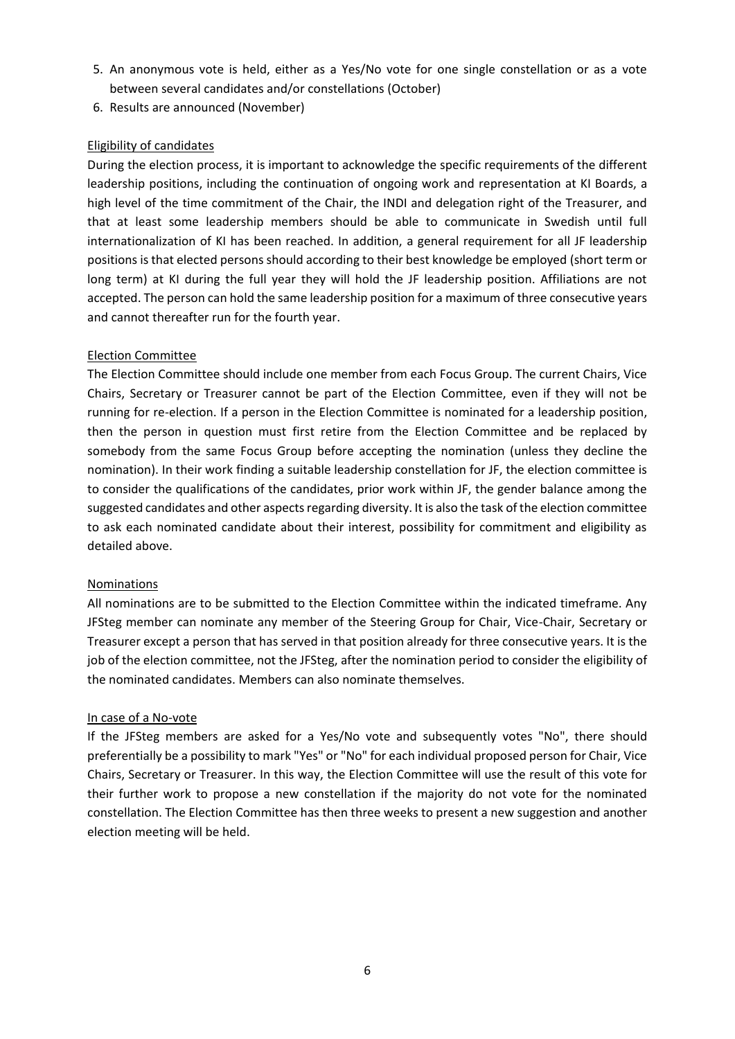5. An anonymous vote is held, either as a Yes/No vote for one single constellation or as a vote between several candidates and/or constellations (October)
6. Results are announced (November)

<u>Eligibility of candidates</u>

During the election process, it is important to acknowledge the specific requirements of the different leadership positions, including the continuation of ongoing work and representation at KI Boards, a high level of the time commitment of the Chair, the INDI and delegation right of the Treasurer, and that at least some leadership members should be able to communicate in Swedish until full internationalization of KI has been reached. In addition, a general requirement for all JF leadership positions is that elected persons should according to their best knowledge be employed (short term or long term) at KI during the full year they will hold the JF leadership position. Affiliations are not accepted. The person can hold the same leadership position for a maximum of three consecutive years and cannot thereafter run for the fourth year.

<u>Election Committee</u>

The Election Committee should include one member from each Focus Group. The current Chairs, Vice Chairs, Secretary or Treasurer cannot be part of the Election Committee, even if they will not be running for re-election. If a person in the Election Committee is nominated for a leadership position, then the person in question must first retire from the Election Committee and be replaced by somebody from the same Focus Group before accepting the nomination (unless they decline the nomination). In their work finding a suitable leadership constellation for JF, the election committee is to consider the qualifications of the candidates, prior work within JF, the gender balance among the suggested candidates and other aspects regarding diversity. It is also the task of the election committee to ask each nominated candidate about their interest, possibility for commitment and eligibility as detailed above.

<u>Nominations</u>

All nominations are to be submitted to the Election Committee within the indicated timeframe. Any JFSteg member can nominate any member of the Steering Group for Chair, Vice-Chair, Secretary or Treasurer except a person that has served in that position already for three consecutive years. It is the job of the election committee, not the JFSteg, after the nomination period to consider the eligibility of the nominated candidates. Members can also nominate themselves.

<u>In case of a No-vote</u>

If the JFSteg members are asked for a Yes/No vote and subsequently votes "No", there should preferentially be a possibility to mark "Yes" or "No" for each individual proposed person for Chair, Vice Chairs, Secretary or Treasurer. In this way, the Election Committee will use the result of this vote for their further work to propose a new constellation if the majority do not vote for the nominated constellation. The Election Committee has then three weeks to present a new suggestion and another election meeting will be held.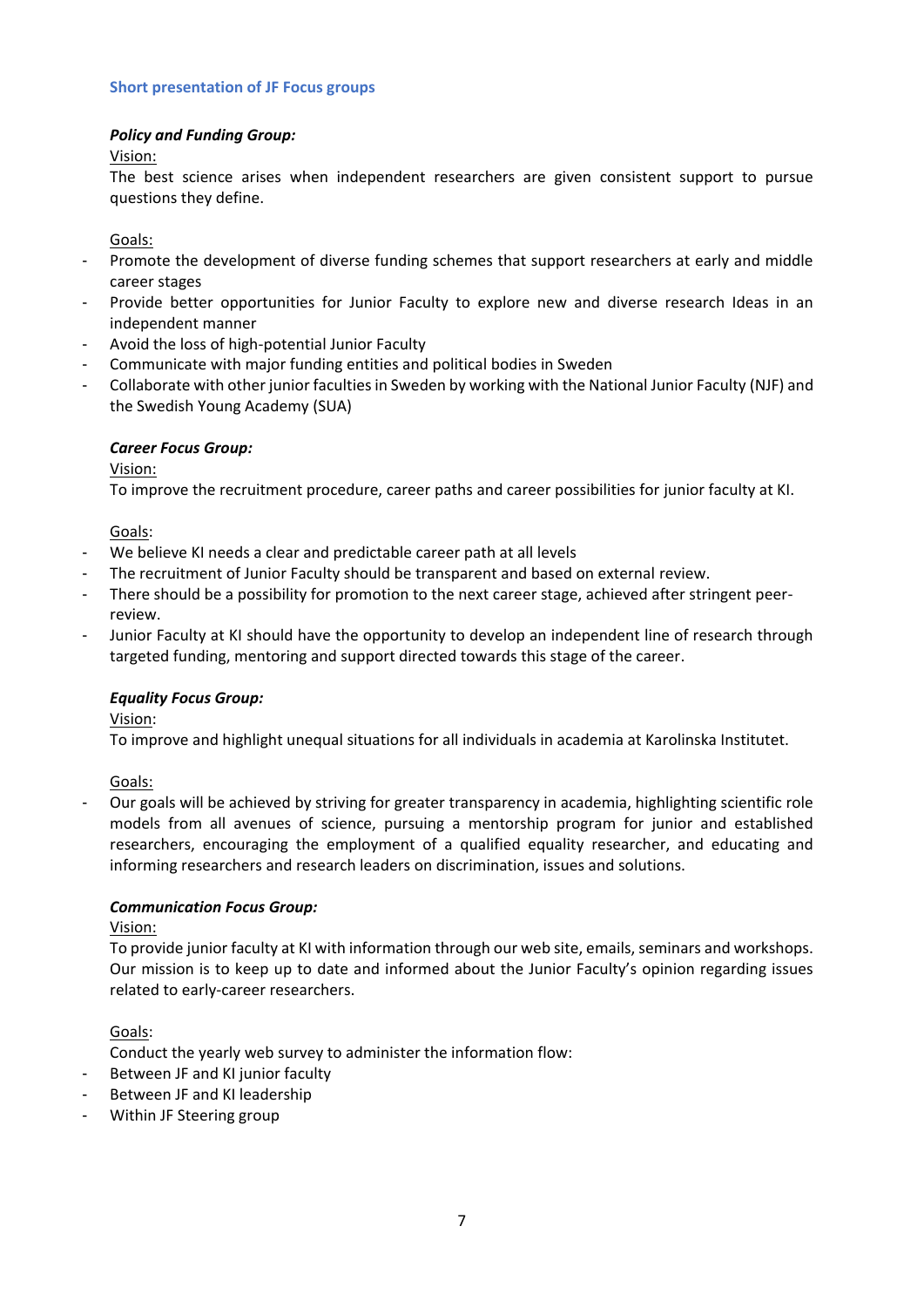## Short presentation of JF Focus groups

***Policy and Funding Group:***

Vision:

The best science arises when independent researchers are given consistent support to pursue questions they define.

Goals:

- Promote the development of diverse funding schemes that support researchers at early and middle career stages
- Provide better opportunities for Junior Faculty to explore new and diverse research Ideas in an independent manner
- Avoid the loss of high-potential Junior Faculty
- Communicate with major funding entities and political bodies in Sweden
- Collaborate with other junior faculties in Sweden by working with the National Junior Faculty (NJF) and the Swedish Young Academy (SUA)

***Career Focus Group:***

Vision:

To improve the recruitment procedure, career paths and career possibilities for junior faculty at KI.

Goals:

- We believe KI needs a clear and predictable career path at all levels
- The recruitment of Junior Faculty should be transparent and based on external review.
- There should be a possibility for promotion to the next career stage, achieved after stringent peer-review.
- Junior Faculty at KI should have the opportunity to develop an independent line of research through targeted funding, mentoring and support directed towards this stage of the career.

***Equality Focus Group:***

Vision:

To improve and highlight unequal situations for all individuals in academia at Karolinska Institutet.

Goals:

- Our goals will be achieved by striving for greater transparency in academia, highlighting scientific role models from all avenues of science, pursuing a mentorship program for junior and established researchers, encouraging the employment of a qualified equality researcher, and educating and informing researchers and research leaders on discrimination, issues and solutions.

***Communication Focus Group:***

Vision:

To provide junior faculty at KI with information through our web site, emails, seminars and workshops. Our mission is to keep up to date and informed about the Junior Faculty's opinion regarding issues related to early-career researchers.

Goals:

Conduct the yearly web survey to administer the information flow:

- Between JF and KI junior faculty
- Between JF and KI leadership
- Within JF Steering group